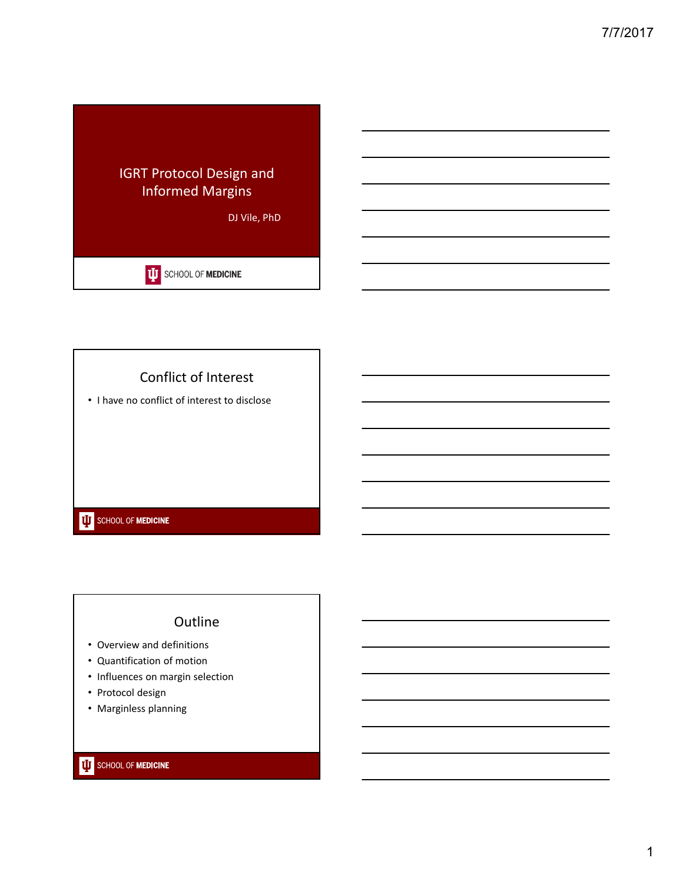# IGRT Protocol Design and Informed Margins

DJ Vile, PhD

SCHOOL OF MEDICINE

## Conflict of Interest

- I have no conflict of interest to disclose

SCHOOL OF MEDICINE

## Outline

- Overview and definitions
- Quantification of motion
- Influences on margin selection
- Protocol design
- Marginless planning

SCHOOL OF MEDICINE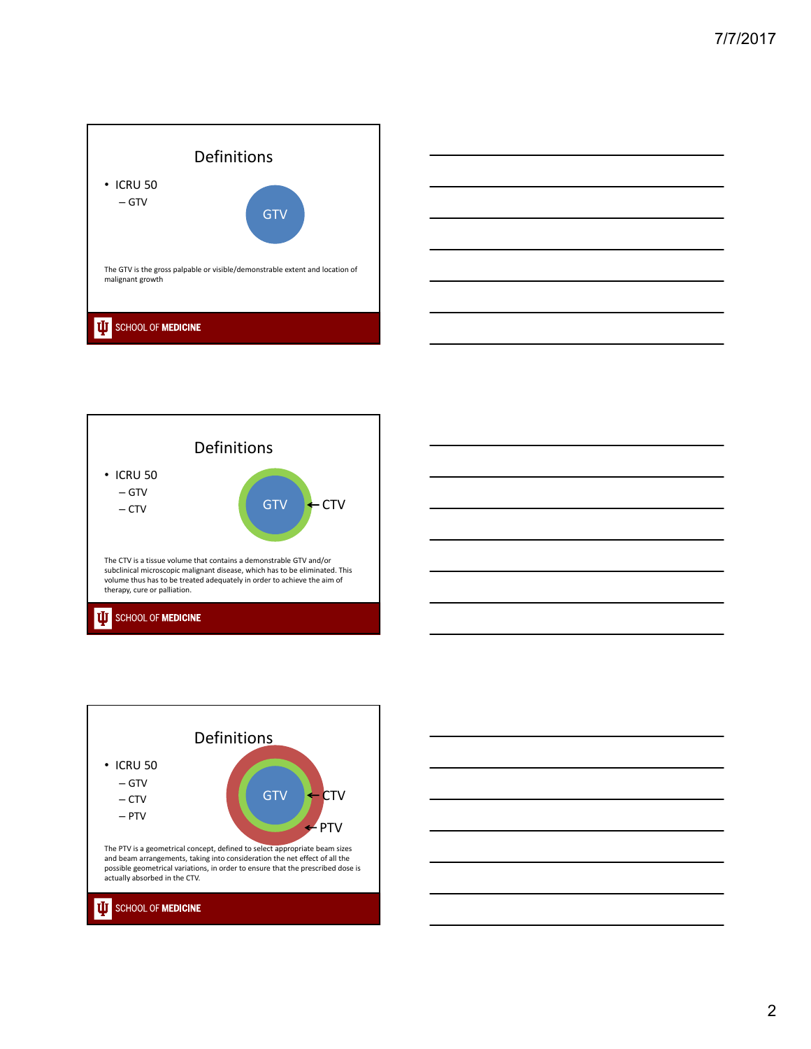## Definitions

- ICRU 50
  - GTV

GTV

The GTV is the gross palpable or visible/demonstrable extent and location of malignant growth

SCHOOL OF **MEDICINE**

## Definitions

- ICRU 50
  - GTV
  - CTV

GTV ← CTV

The CTV is a tissue volume that contains a demonstrable GTV and/or subclinical microscopic malignant disease, which has to be eliminated. This volume thus has to be treated adequately in order to achieve the aim of therapy, cure or palliation.

SCHOOL OF **MEDICINE**

## Definitions

- ICRU 50
  - GTV
  - CTV
  - PTV

GTV ← CTV

← PTV

The PTV is a geometrical concept, defined to select appropriate beam sizes and beam arrangements, taking into consideration the net effect of all the possible geometrical variations, in order to ensure that the prescribed dose is actually absorbed in the CTV.

SCHOOL OF **MEDICINE**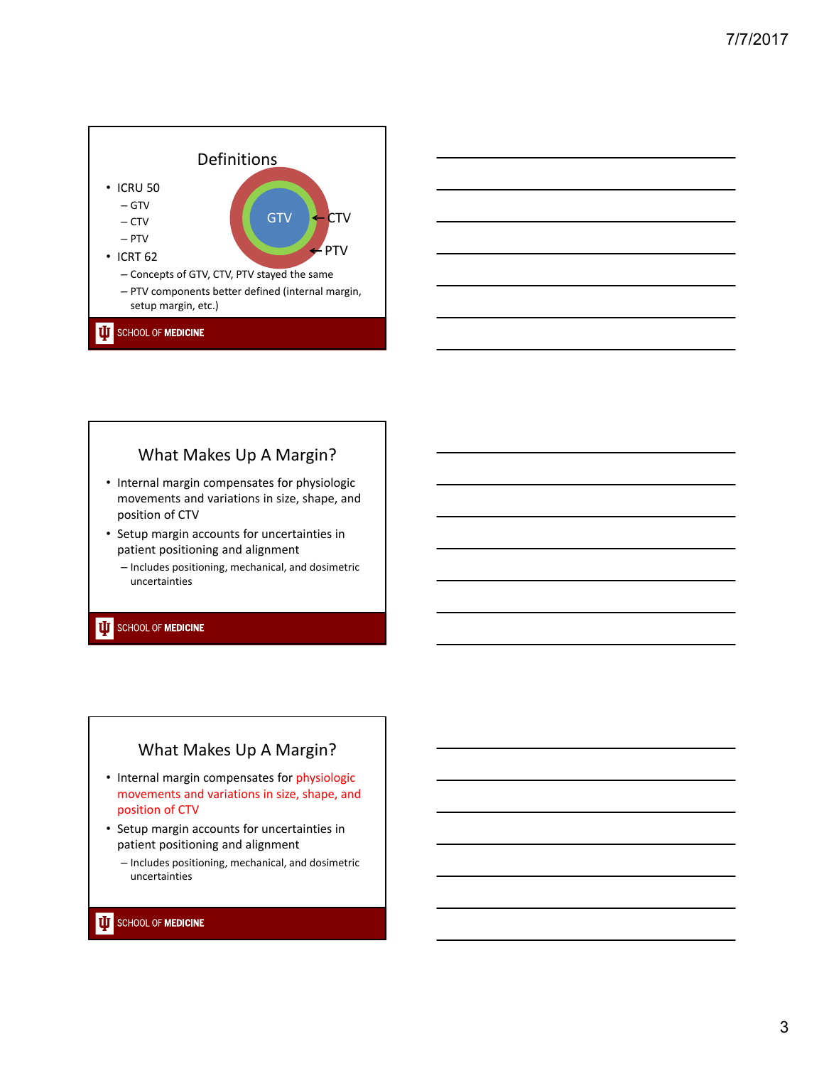## Definitions

- ICRU 50
  - GTV
  - CTV
  - PTV
- ICRT 62
  - Concepts of GTV, CTV, PTV stayed the same
  - PTV components better defined (internal margin, setup margin, etc.)

GTV ← CTV ← PTV

SCHOOL OF MEDICINE

## What Makes Up A Margin?

- Internal margin compensates for physiologic movements and variations in size, shape, and position of CTV
- Setup margin accounts for uncertainties in patient positioning and alignment
  - Includes positioning, mechanical, and dosimetric uncertainties

SCHOOL OF MEDICINE

## What Makes Up A Margin?

- Internal margin compensates for physiologic movements and variations in size, shape, and position of CTV
- Setup margin accounts for uncertainties in patient positioning and alignment
  - Includes positioning, mechanical, and dosimetric uncertainties

SCHOOL OF MEDICINE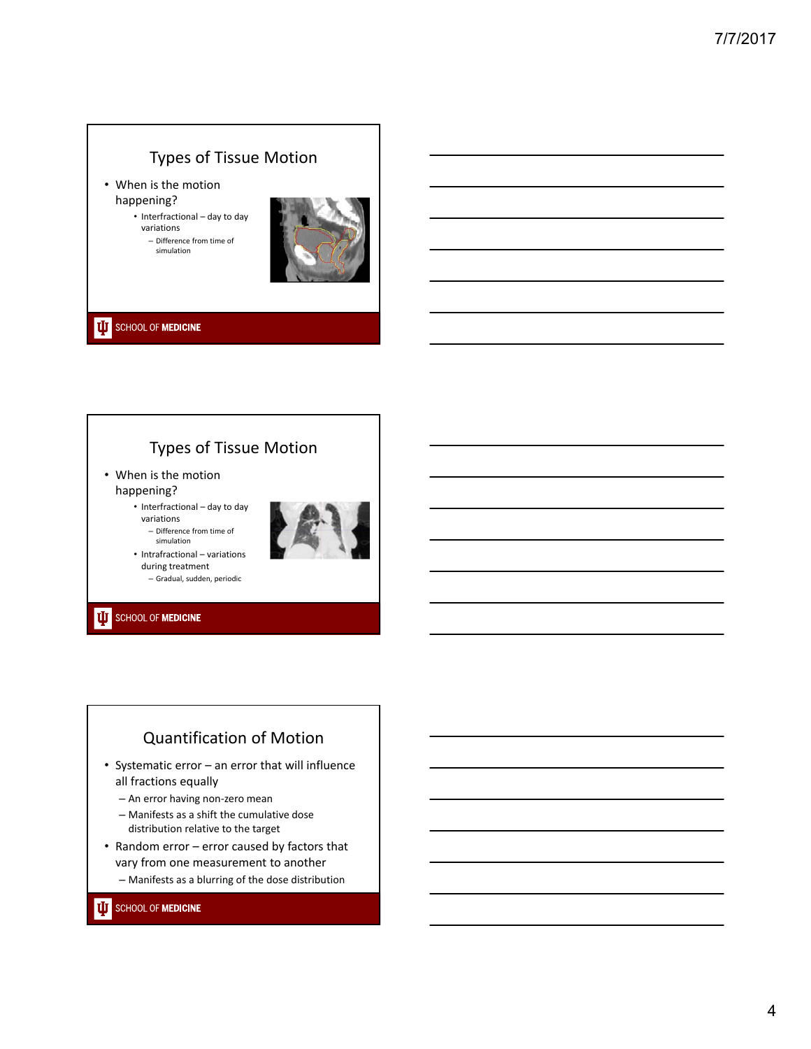## Types of Tissue Motion

- When is the motion happening?
  - Interfractional – day to day variations
    - Difference from time of simulation

## Types of Tissue Motion

- When is the motion happening?
  - Interfractional – day to day variations
    - Difference from time of simulation
  - Intrafractional – variations during treatment
    - Gradual, sudden, periodic

## Quantification of Motion

- Systematic error – an error that will influence all fractions equally
  - An error having non-zero mean
  - Manifests as a shift the cumulative dose distribution relative to the target
- Random error – error caused by factors that vary from one measurement to another
  - Manifests as a blurring of the dose distribution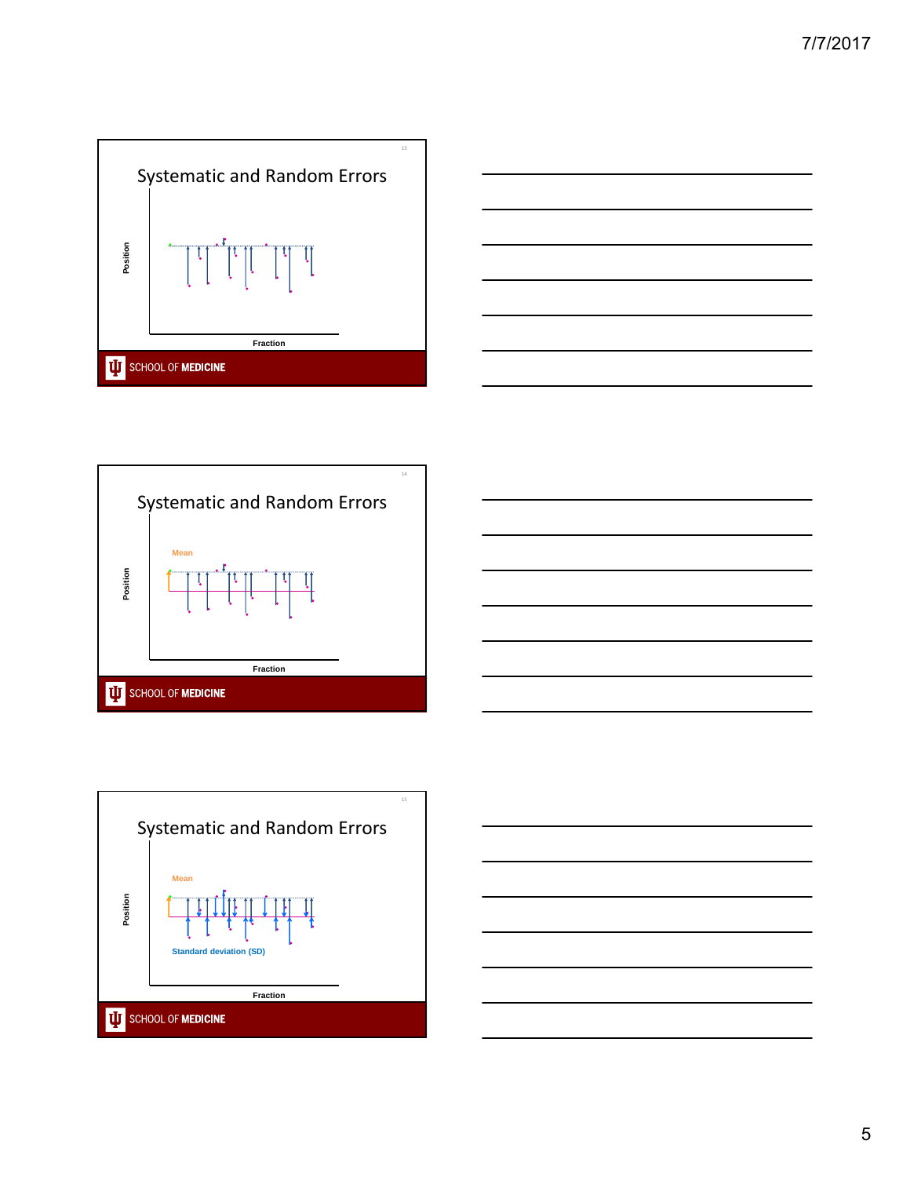## Systematic and Random Errors

Position

Fraction

SCHOOL OF MEDICINE

## Systematic and Random Errors

Mean

Position

Fraction

SCHOOL OF MEDICINE

## Systematic and Random Errors

Mean

Position

Standard deviation (SD)

Fraction

SCHOOL OF MEDICINE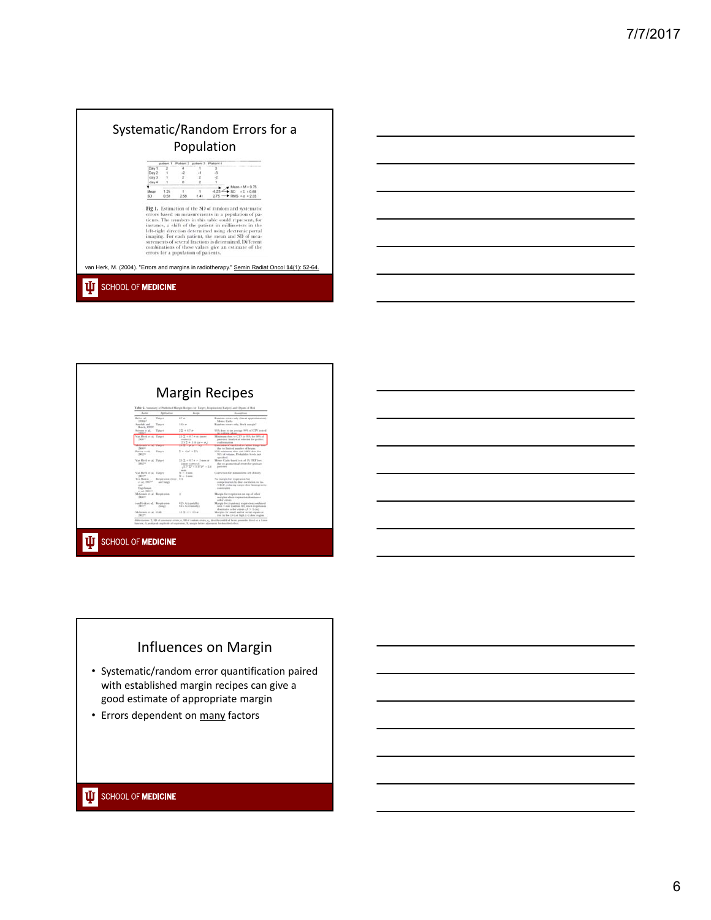## Systematic/Random Errors for a Population

| | patient 1 | Patient 2 | patient 3 | Patient 4 |
|---|---|---|---|---|
| Day 1 | 2 | 4 | 1 | 3 |
| Day 2 | 1 | -2 | -1 | -3 |
| day 3 | 1 | 2 | 2 | -2 |
| day 4 | 1 | 0 | 2 | 1 |
| Mean | 1.25 | 1 | 1 | -0.25 |
| SD | 0.50 | 2.58 | 1.41 | 2.75 |

Mean = M = 0.75

SD = Σ = 0.68

RMS = σ = 2.03

**Fig 1.** Estimation of the SD of random and systematic errors based on measurements in a population of patients. The numbers in this table could represent, for instance, a shift of the patient in millimeters in the left-right direction determined using electronic portal imaging. For each patient, the mean and SD of measurements of several fractions is determined. Different combinations of these values give an estimate of the errors for a population of patients.

van Herk, M. (2004). "Errors and margins in radiotherapy." Semin Radiat Oncol **14**(1): 52-64.

## Margin Recipes

## Influences on Margin

- Systematic/random error quantification paired with established margin recipes can give a good estimate of appropriate margin
- Errors dependent on many factors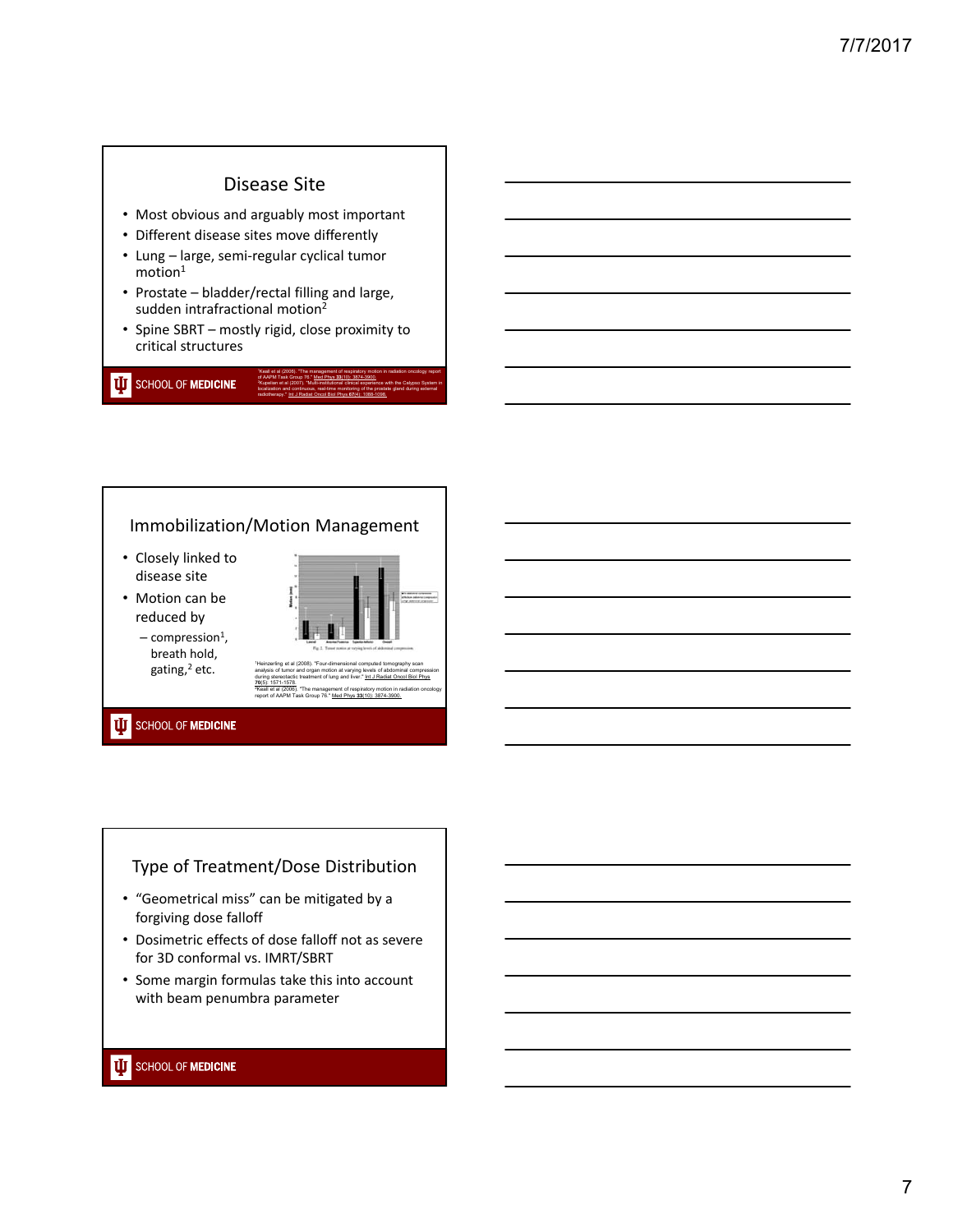## Disease Site

- Most obvious and arguably most important
- Different disease sites move differently
- Lung – large, semi-regular cyclical tumor motion[1]
- Prostate – bladder/rectal filling and large, sudden intrafractional motion[2]
- Spine SBRT – mostly rigid, close proximity to critical structures

[1]Keall et al (2006). "The management of respiratory motion in radiation oncology report of AAPM Task Group 76." Med Phys 33(10): 3874-3900.
[2]Kupelian et al (2007). "Multi-institutional clinical experience with the Calypso System in localization and continuous, real-time monitoring of the prostate gland during external radiotherapy." Int J Radiat Oncol Biol Phys 67(4): 1088-1098.

## Immobilization/Motion Management

- Closely linked to disease site
- Motion can be reduced by
  - compression[1], breath hold, gating,[2] etc.

Fig. 2. Tumor motion at varying levels of abdominal compression.

[1]Heinzerling et al (2008). "Four-dimensional computed tomography scan analysis of tumor and organ motion at varying levels of abdominal compression during stereotactic treatment of lung and liver." Int J Radiat Oncol Biol Phys 70(5): 1571-1578.
[2]Keall et al (2006). "The management of respiratory motion in radiation oncology report of AAPM Task Group 76." Med Phys 33(10): 3874-3900.

## Type of Treatment/Dose Distribution

- "Geometrical miss" can be mitigated by a forgiving dose falloff
- Dosimetric effects of dose falloff not as severe for 3D conformal vs. IMRT/SBRT
- Some margin formulas take this into account with beam penumbra parameter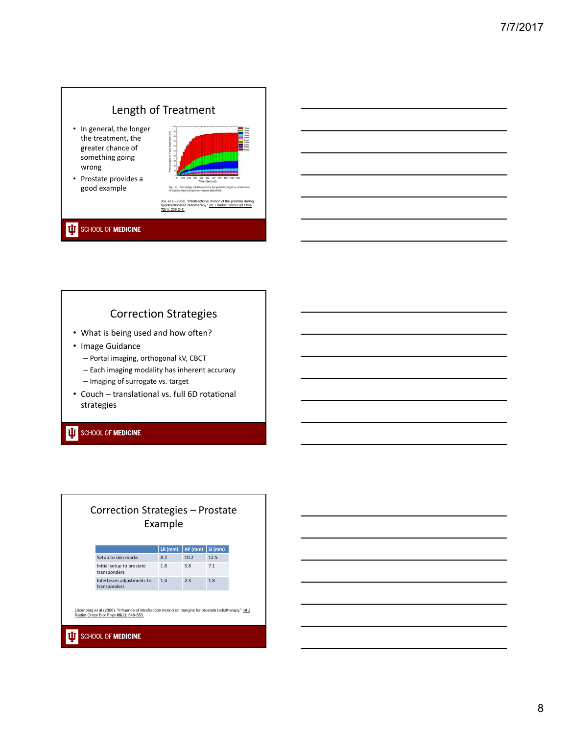## Length of Treatment

- In general, the longer the treatment, the greater chance of something going wrong
- Prostate provides a good example

Fig. 10. Percentage of data sets for the prostate target as a function of sample interval and movement threshold.

Xie, et al (2008). "Intrafractional motion of the prostate during hypofractionated radiotherapy." Int J Radiat Oncol Biol Phys 72(1): 236-246.

## Correction Strategies

- What is being used and how often?
- Image Guidance
  - Portal imaging, orthogonal kV, CBCT
  - Each imaging modality has inherent accuracy
  - Imaging of surrogate vs. target
- Couch – translational vs. full 6D rotational strategies

## Correction Strategies – Prostate Example

| | LR (mm) | AP (mm) | SI (mm) |
|---|---|---|---|
| Setup to skin marks | 8.2 | 10.2 | 12.5 |
| Initial setup to prostate transponders | 1.8 | 5.8 | 7.1 |
| Interbeam adjustments to transponders | 1.4 | 2.3 | 1.8 |

Litzenberg et al (2006). "Influence of intrafraction motion on margins for prostate radiotherapy." Int J Radiat Oncol Biol Phys **65**(2): 548-553.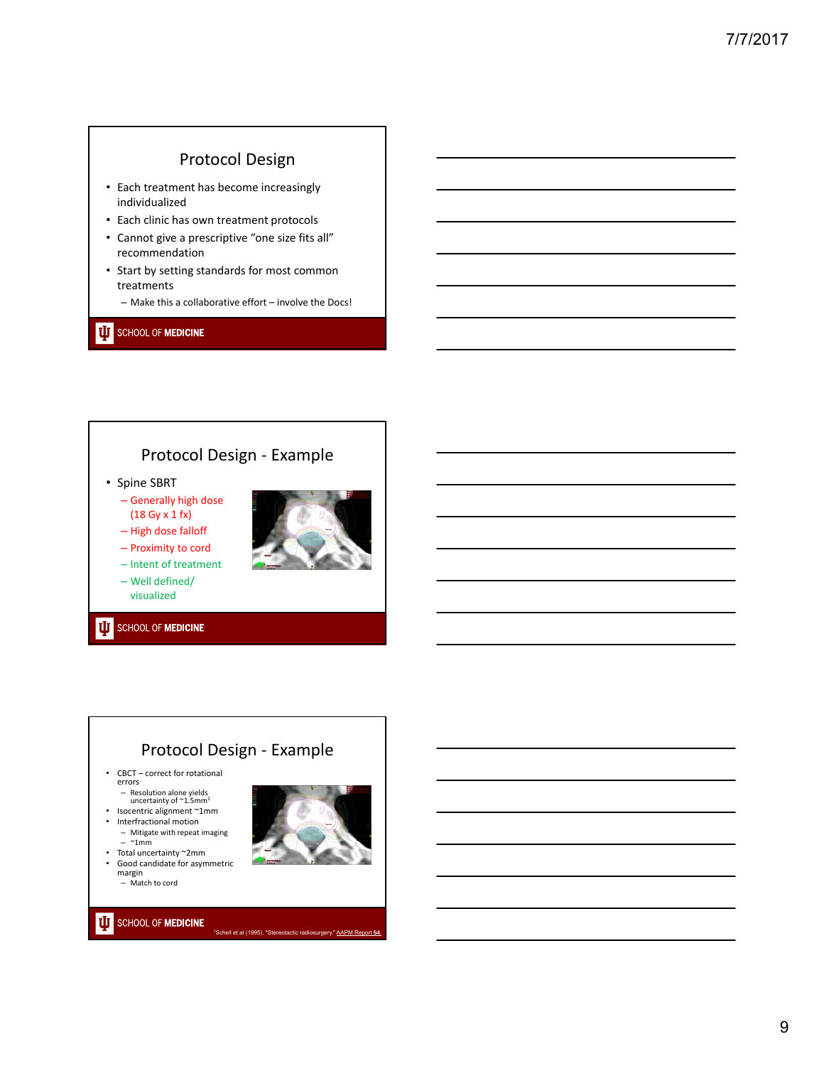## Protocol Design

- Each treatment has become increasingly individualized
- Each clinic has own treatment protocols
- Cannot give a prescriptive "one size fits all" recommendation
- Start by setting standards for most common treatments
  - Make this a collaborative effort – involve the Docs!

SCHOOL OF MEDICINE

## Protocol Design - Example

- Spine SBRT
  - Generally high dose (18 Gy x 1 fx)
  - High dose falloff
  - Proximity to cord
  - Intent of treatment
  - Well defined/ visualized

SCHOOL OF MEDICINE

## Protocol Design - Example

- CBCT – correct for rotational errors
  - Resolution alone yields uncertainty of ~1.5mm[1]
- Isocentric alignment ~1mm
- Interfractional motion
  - Mitigate with repeat imaging
  - ~1mm
- Total uncertainty ~2mm
- Good candidate for asymmetric margin
  - Match to cord

SCHOOL OF MEDICINE

[1]Schell et al (1995). "Stereotactic radiosurgery." AAPM Report 54.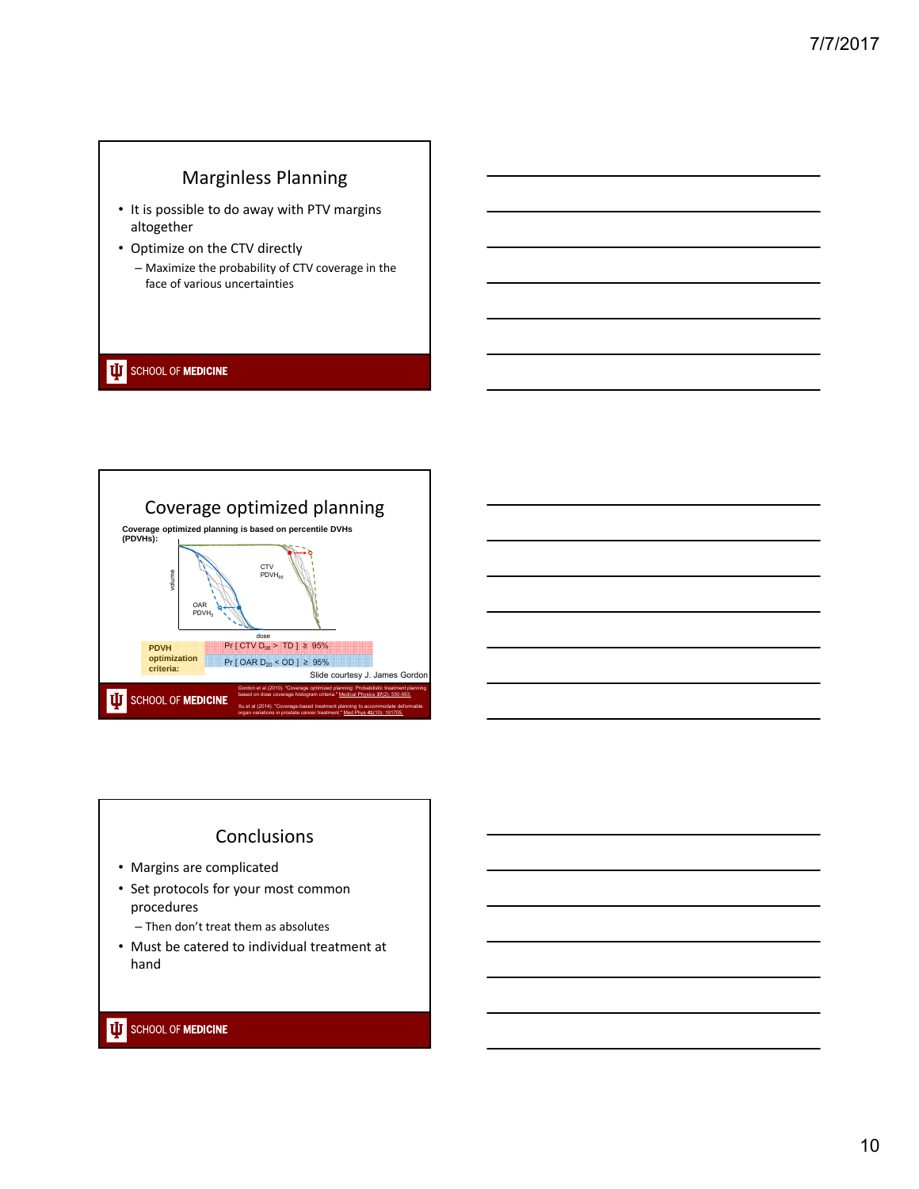## Marginless Planning

- It is possible to do away with PTV margins altogether
- Optimize on the CTV directly
  - Maximize the probability of CTV coverage in the face of various uncertainties

## Coverage optimized planning

**Coverage optimized planning is based on percentile DVHs (PDVHs):**

CTV $PDVH_{95}$

OAR $PDVH_5$

volume

dose

**PDVH optimization criteria:**

Pr [ CTV $D_{98}$ > TD ] ≥ 95%

Pr [ OAR $D_{20}$ < OD ] ≥ 95%

Slide courtesy J. James Gordon

Gordon et al (2010). "Coverage optimized planning: Probabilistic treatment planning based on dose coverage histogram criteria." Medical Physics 37(2): 550-563.

Xu et al (2014). "Coverage-based treatment planning to accommodate deformable organ variations in prostate cancer treatment." Med Phys 41(10): 101705.

## Conclusions

- Margins are complicated
- Set protocols for your most common procedures
  - Then don't treat them as absolutes
- Must be catered to individual treatment at hand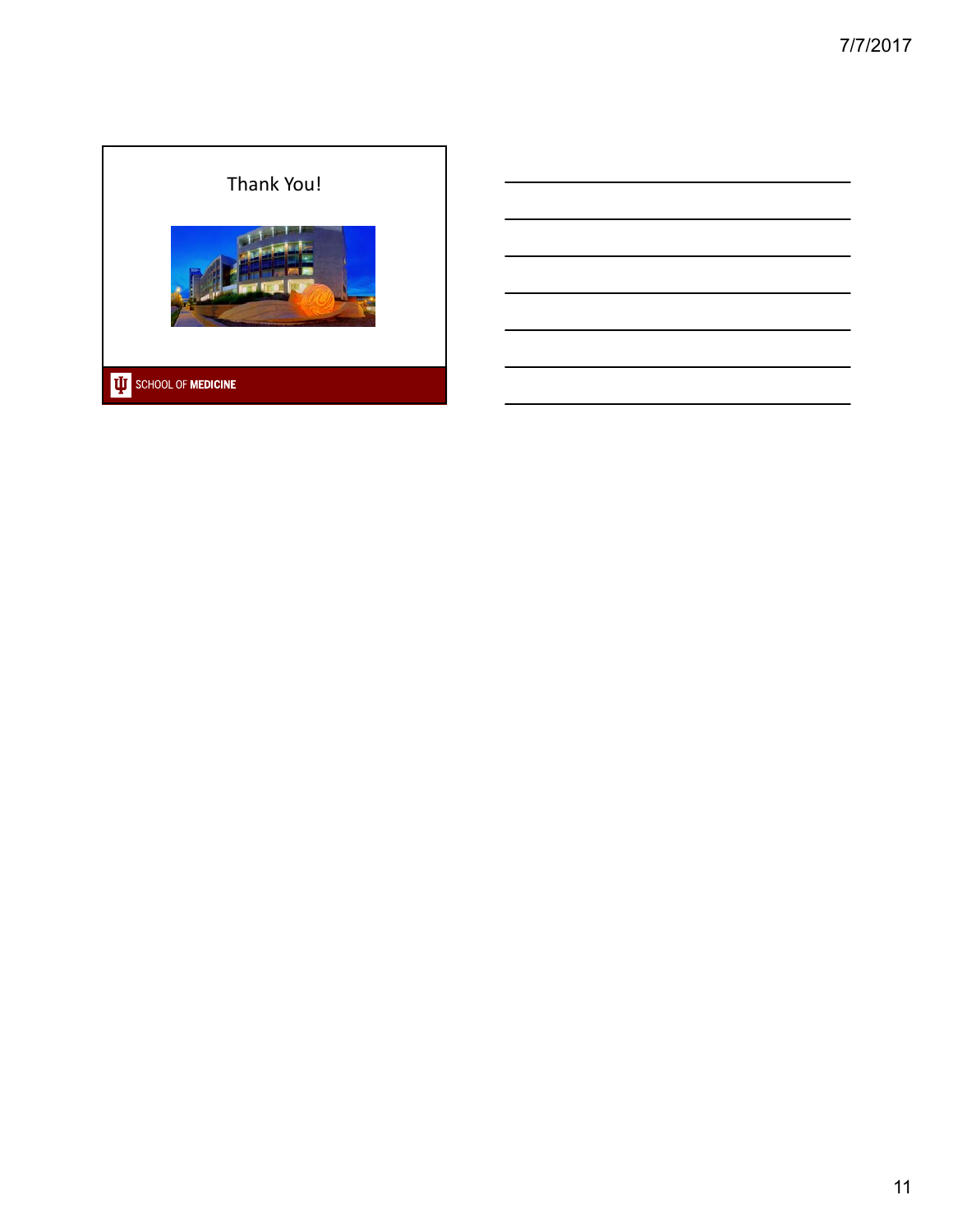Thank You!

SCHOOL OF **MEDICINE**